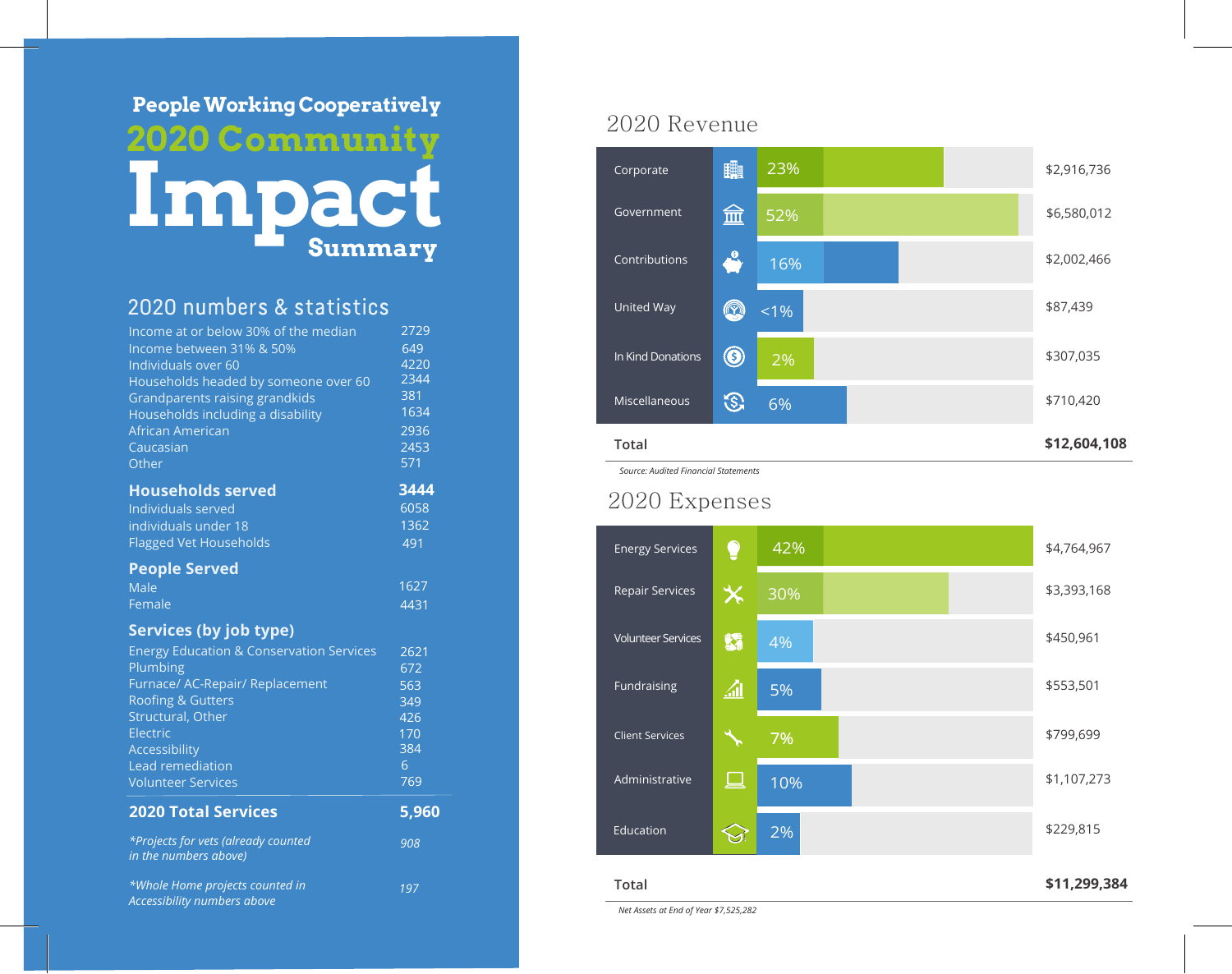**People Working Cooperatively**

# 2020 Community Impact Summary

## 2020 numbers & statistics

| | |
|---|---|
| Income at or below 30% of the median | 2729 |
| Income between 31% & 50% | 649 |
| Individuals over 60 | 4220 |
| Households headed by someone over 60 | 2344 |
| Grandparents raising grandkids | 381 |
| Households including a disability | 1634 |
| African American | 2936 |
| Caucasian | 2453 |
| Other | 571 |
| **Households served** | **3444** |
| Individuals served | 6058 |
| individuals under 18 | 1362 |
| Flagged Vet Households | 491 |
| **People Served** | |
| Male | 1627 |
| Female | 4431 |
| **Services (by job type)** | |
| Energy Education & Conservation Services | 2621 |
| Plumbing | 672 |
| Furnace/ AC-Repair/ Replacement | 563 |
| Roofing & Gutters | 349 |
| Structural, Other | 426 |
| Electric | 170 |
| Accessibility | 384 |
| Lead remediation | 6 |
| Volunteer Services | 769 |
| **2020 Total Services** | **5,960** |
| *\*Projects for vets (already counted in the numbers above)* | *908* |
| *\*Whole Home projects counted in Accessibility numbers above* | *197* |

## 2020 Revenue

| Source | Percent | Amount |
|---|---|---|
| Corporate | 23% | $2,916,736 |
| Government | 52% | $6,580,012 |
| Contributions | 16% | $2,002,466 |
| United Way | <1% | $87,439 |
| In Kind Donations | 2% | $307,035 |
| Miscellaneous | 6% | $710,420 |
| **Total** | | **$12,604,108** |

*Source: Audited Financial Statements*

## 2020 Expenses

| Category | Percent | Amount |
|---|---|---|
| Energy Services | 42% | $4,764,967 |
| Repair Services | 30% | $3,393,168 |
| Volunteer Services | 4% | $450,961 |
| Fundraising | 5% | $553,501 |
| Client Services | 7% | $799,699 |
| Administrative | 10% | $1,107,273 |
| Education | 2% | $229,815 |
| **Total** | | **$11,299,384** |

*Net Assets at End of Year $7,525,282*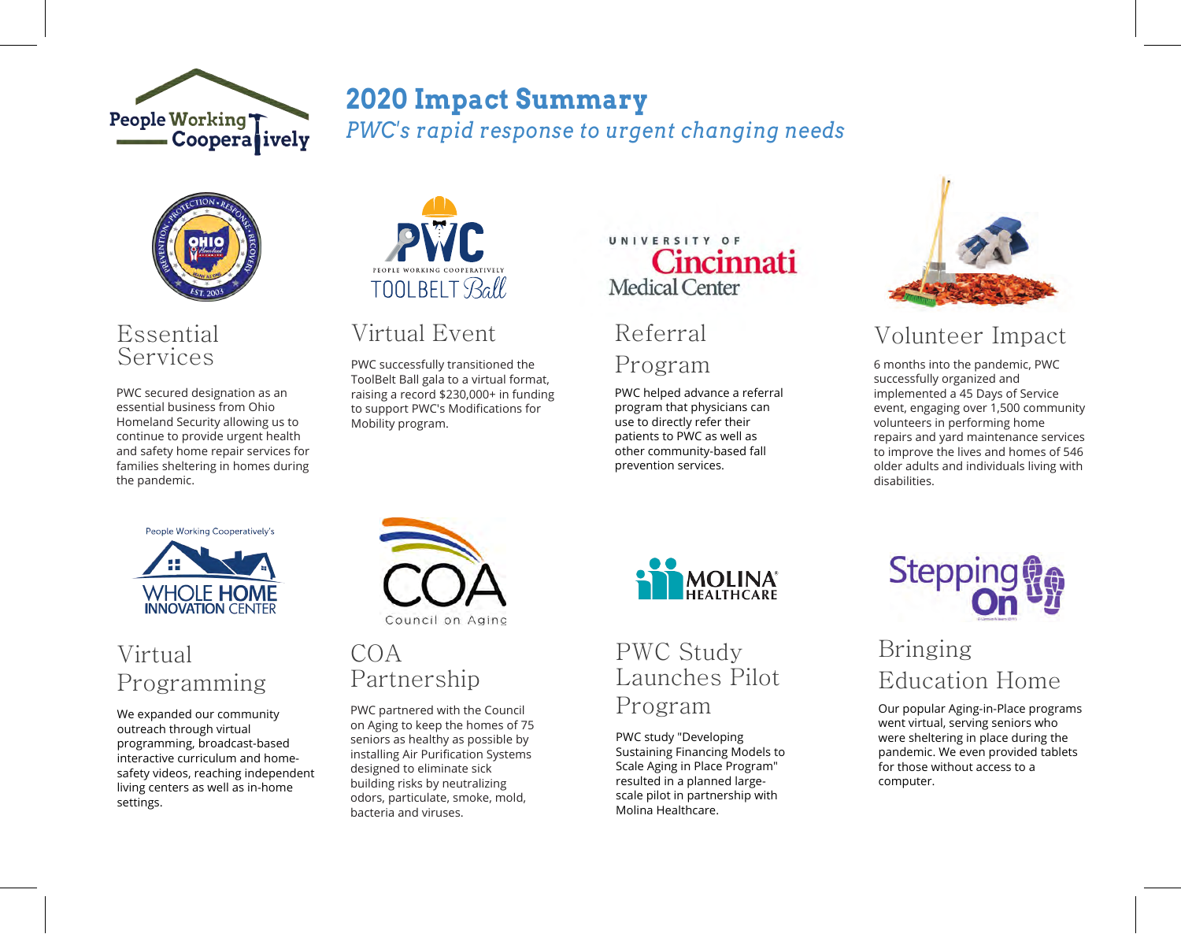# 2020 Impact Summary

*PWC's rapid response to urgent changing needs*

## Essential Services

PWC secured designation as an essential business from Ohio Homeland Security allowing us to continue to provide urgent health and safety home repair services for families sheltering in homes during the pandemic.

## Virtual Event

PWC successfully transitioned the ToolBelt Ball gala to a virtual format, raising a record $230,000+ in funding to support PWC's Modifications for Mobility program.

## Referral Program

PWC helped advance a referral program that physicians can use to directly refer their patients to PWC as well as other community-based fall prevention services.

## Volunteer Impact

6 months into the pandemic, PWC successfully organized and implemented a 45 Days of Service event, engaging over 1,500 community volunteers in performing home repairs and yard maintenance services to improve the lives and homes of 546 older adults and individuals living with disabilities.

## Virtual Programming

We expanded our community outreach through virtual programming, broadcast-based interactive curriculum and home-safety videos, reaching independent living centers as well as in-home settings.

## COA Partnership

PWC partnered with the Council on Aging to keep the homes of 75 seniors as healthy as possible by installing Air Purification Systems designed to eliminate sick building risks by neutralizing odors, particulate, smoke, mold, bacteria and viruses.

## PWC Study Launches Pilot Program

PWC study "Developing Sustaining Financing Models to Scale Aging in Place Program" resulted in a planned large-scale pilot in partnership with Molina Healthcare.

## Bringing Education Home

Our popular Aging-in-Place programs went virtual, serving seniors who were sheltering in place during the pandemic. We even provided tablets for those without access to a computer.